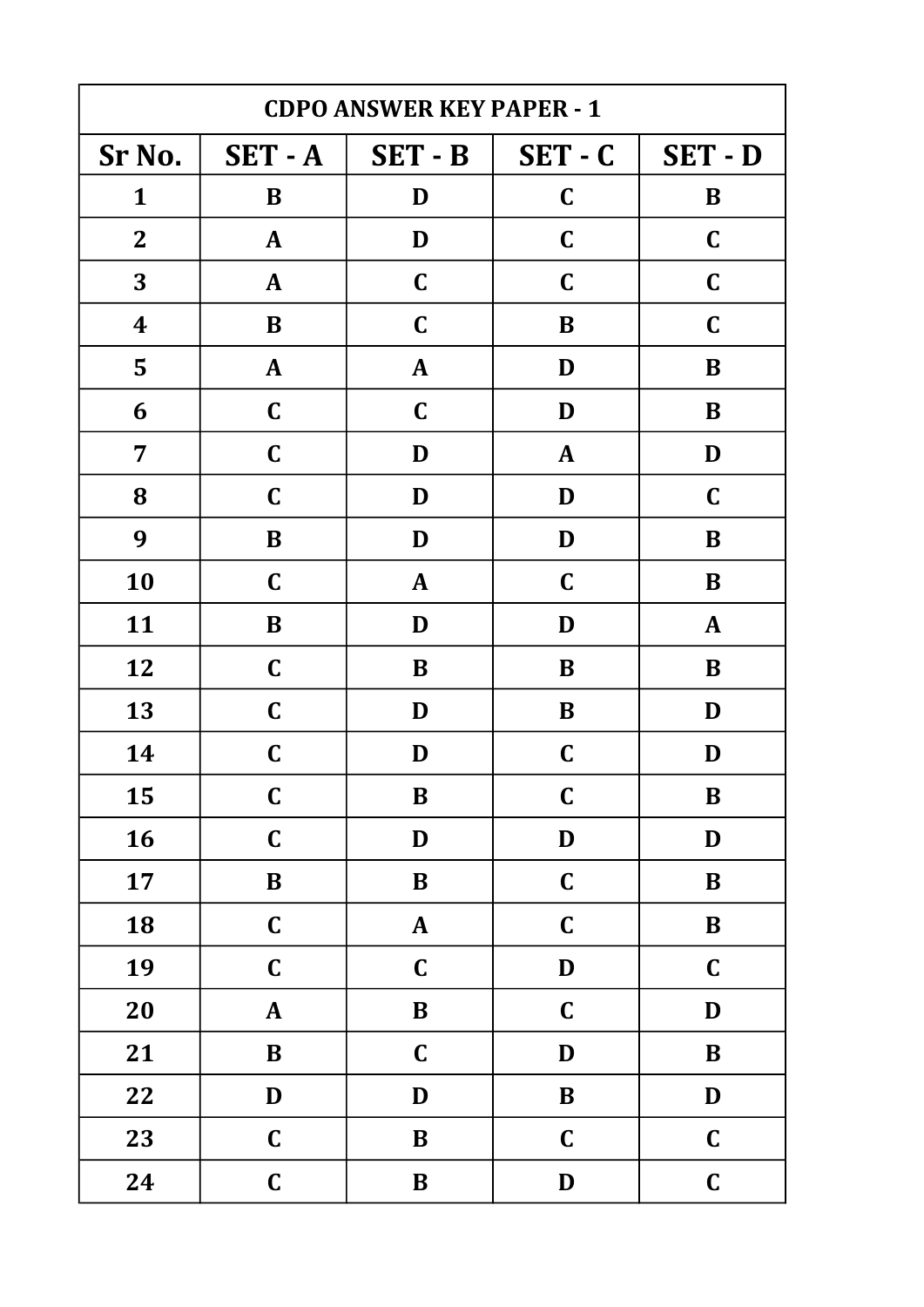| CDPO ANSWER KEY PAPER - 1 | | | | |
|---|---|---|---|---|
| **Sr No.** | **SET - A** | **SET - B** | **SET - C** | **SET - D** |
| 1 | B | D | C | B |
| 2 | A | D | C | C |
| 3 | A | C | C | C |
| 4 | B | C | B | C |
| 5 | A | A | D | B |
| 6 | C | C | D | B |
| 7 | C | D | A | D |
| 8 | C | D | D | C |
| 9 | B | D | D | B |
| 10 | C | A | C | B |
| 11 | B | D | D | A |
| 12 | C | B | B | B |
| 13 | C | D | B | D |
| 14 | C | D | C | D |
| 15 | C | B | C | B |
| 16 | C | D | D | D |
| 17 | B | B | C | B |
| 18 | C | A | C | B |
| 19 | C | C | D | C |
| 20 | A | B | C | D |
| 21 | B | C | D | B |
| 22 | D | D | B | D |
| 23 | C | B | C | C |
| 24 | C | B | D | C |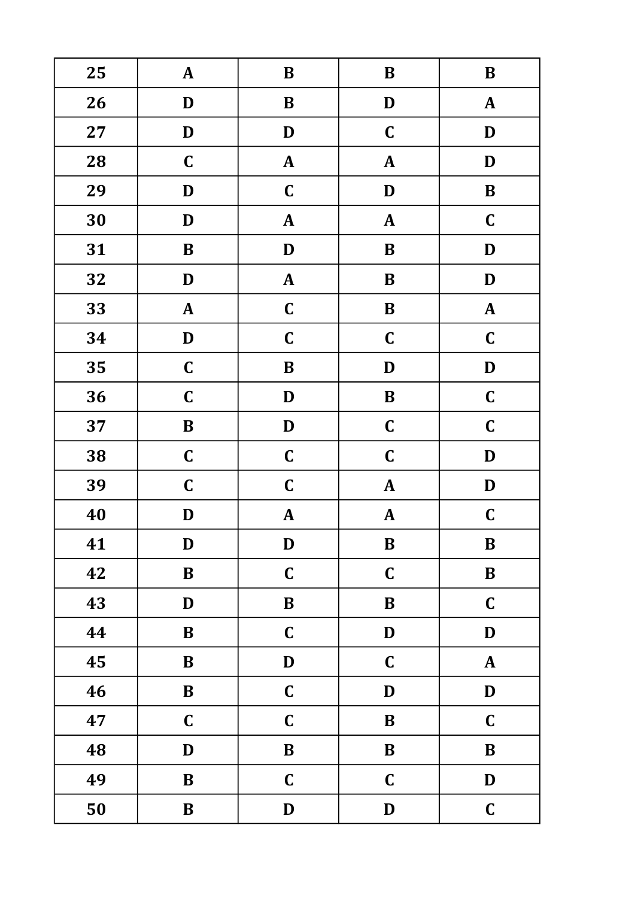| 25 | A | B | B | B |
|---|---|---|---|---|
| 26 | D | B | D | A |
| 27 | D | D | C | D |
| 28 | C | A | A | D |
| 29 | D | C | D | B |
| 30 | D | A | A | C |
| 31 | B | D | B | D |
| 32 | D | A | B | D |
| 33 | A | C | B | A |
| 34 | D | C | C | C |
| 35 | C | B | D | D |
| 36 | C | D | B | C |
| 37 | B | D | C | C |
| 38 | C | C | C | D |
| 39 | C | C | A | D |
| 40 | D | A | A | C |
| 41 | D | D | B | B |
| 42 | B | C | C | B |
| 43 | D | B | B | C |
| 44 | B | C | D | D |
| 45 | B | D | C | A |
| 46 | B | C | D | D |
| 47 | C | C | B | C |
| 48 | D | B | B | B |
| 49 | B | C | C | D |
| 50 | B | D | D | C |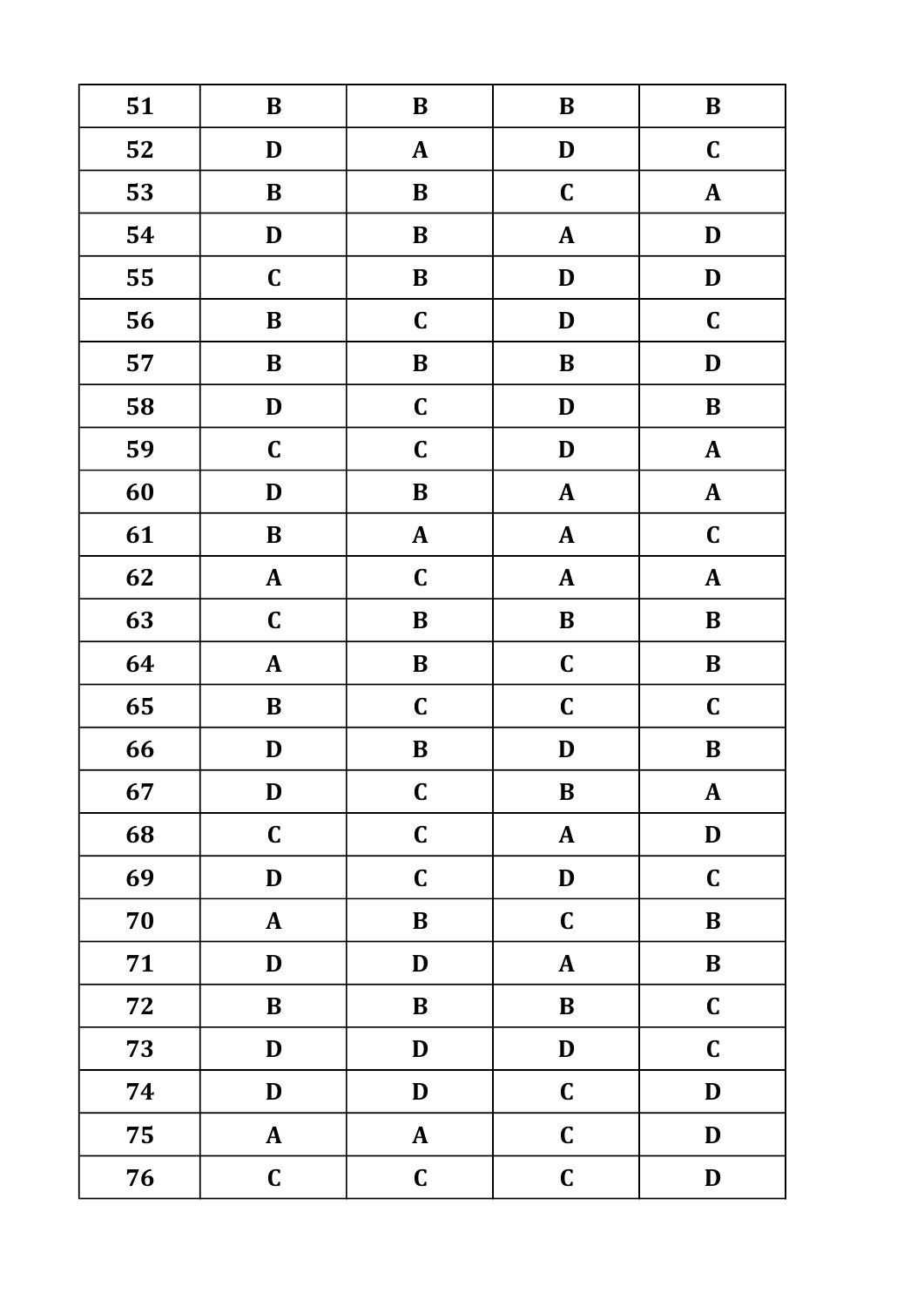| 51 | B | B | B | B |
|---|---|---|---|---|
| 52 | D | A | D | C |
| 53 | B | B | C | A |
| 54 | D | B | A | D |
| 55 | C | B | D | D |
| 56 | B | C | D | C |
| 57 | B | B | B | D |
| 58 | D | C | D | B |
| 59 | C | C | D | A |
| 60 | D | B | A | A |
| 61 | B | A | A | C |
| 62 | A | C | A | A |
| 63 | C | B | B | B |
| 64 | A | B | C | B |
| 65 | B | C | C | C |
| 66 | D | B | D | B |
| 67 | D | C | B | A |
| 68 | C | C | A | D |
| 69 | D | C | D | C |
| 70 | A | B | C | B |
| 71 | D | D | A | B |
| 72 | B | B | B | C |
| 73 | D | D | D | C |
| 74 | D | D | C | D |
| 75 | A | A | C | D |
| 76 | C | C | C | D |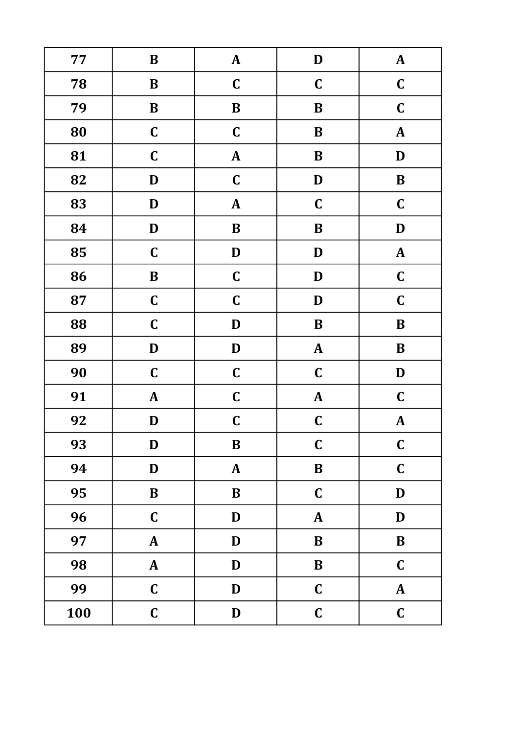| | | | | |
|---|---|---|---|---|
| **77** | **B** | **A** | **D** | **A** |
| **78** | **B** | **C** | **C** | **C** |
| **79** | **B** | **B** | **B** | **C** |
| **80** | **C** | **C** | **B** | **A** |
| **81** | **C** | **A** | **B** | **D** |
| **82** | **D** | **C** | **D** | **B** |
| **83** | **D** | **A** | **C** | **C** |
| **84** | **D** | **B** | **B** | **D** |
| **85** | **C** | **D** | **D** | **A** |
| **86** | **B** | **C** | **D** | **C** |
| **87** | **C** | **C** | **D** | **C** |
| **88** | **C** | **D** | **B** | **B** |
| **89** | **D** | **D** | **A** | **B** |
| **90** | **C** | **C** | **C** | **D** |
| **91** | **A** | **C** | **A** | **C** |
| **92** | **D** | **C** | **C** | **A** |
| **93** | **D** | **B** | **C** | **C** |
| **94** | **D** | **A** | **B** | **C** |
| **95** | **B** | **B** | **C** | **D** |
| **96** | **C** | **D** | **A** | **D** |
| **97** | **A** | **D** | **B** | **B** |
| **98** | **A** | **D** | **B** | **C** |
| **99** | **C** | **D** | **C** | **A** |
| **100** | **C** | **D** | **C** | **C** |